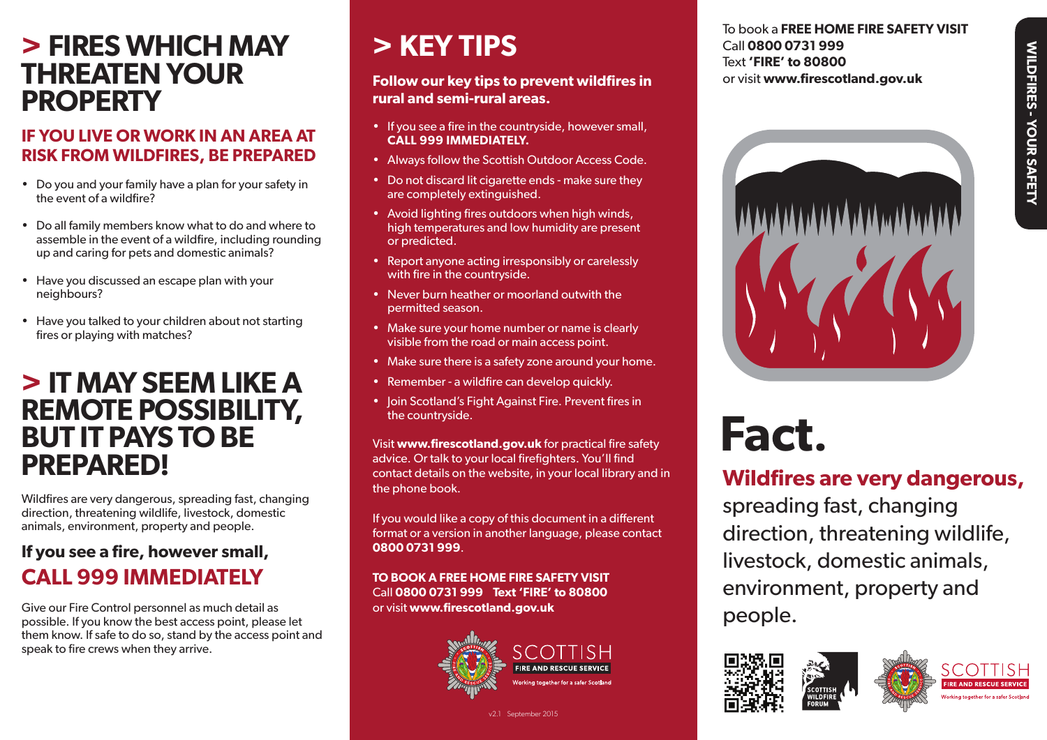# > FIRES WHICH MAY THREATEN YOUR PROPERTY

## IF YOU LIVE OR WORK IN AN AREA AT RISK FROM WILDFIRES, BE PREPARED

- Do you and your family have a plan for your safety in the event of a wildfire?
- Do all family members know what to do and where to assemble in the event of a wildfire, including rounding up and caring for pets and domestic animals?
- Have you discussed an escape plan with your neighbours?
- Have you talked to your children about not starting fires or playing with matches?

# > IT MAY SEEM LIKE A REMOTE POSSIBILITY, BUT IT PAYS TO BE PREPARED!

Wildfires are very dangerous, spreading fast, changing direction, threatening wildlife, livestock, domestic animals, environment, property and people.

**If you see a fire, however small,**

**CALL 999 IMMEDIATELY**

Give our Fire Control personnel as much detail as possible. If you know the best access point, please let them know. If safe to do so, stand by the access point and speak to fire crews when they arrive.

# > KEY TIPS

**Follow our key tips to prevent wildfires in rural and semi-rural areas.**

- If you see a fire in the countryside, however small, **CALL 999 IMMEDIATELY.**
- Always follow the Scottish Outdoor Access Code.
- Do not discard lit cigarette ends - make sure they are completely extinguished.
- Avoid lighting fires outdoors when high winds, high temperatures and low humidity are present or predicted.
- Report anyone acting irresponsibly or carelessly with fire in the countryside.
- Never burn heather or moorland outwith the permitted season.
- Make sure your home number or name is clearly visible from the road or main access point.
- Make sure there is a safety zone around your home.
- Remember - a wildfire can develop quickly.
- Join Scotland's Fight Against Fire. Prevent fires in the countryside.

Visit **www.firescotland.gov.uk** for practical fire safety advice. Or talk to your local firefighters. You'll find contact details on the website, in your local library and in the phone book.

If you would like a copy of this document in a different format or a version in another language, please contact **0800 0731 999**.

**TO BOOK A FREE HOME FIRE SAFETY VISIT**
Call **0800 0731 999** **Text 'FIRE' to 80800**
or visit **www.firescotland.gov.uk**

SCOTTISH FIRE AND RESCUE SERVICE
Working together for a safer Scotland

v2.1 September 2015

To book a **FREE HOME FIRE SAFETY VISIT**
Call **0800 0731 999**
Text **'FIRE' to 80800**
or visit **www.firescotland.gov.uk**

WILDFIRES - YOUR SAFETY

# Fact.

**Wildfires are very dangerous,** spreading fast, changing direction, threatening wildlife, livestock, domestic animals, environment, property and people.

SCOTTISH WILDFIRE FORUM

SCOTTISH FIRE AND RESCUE SERVICE
Working together for a safer Scotland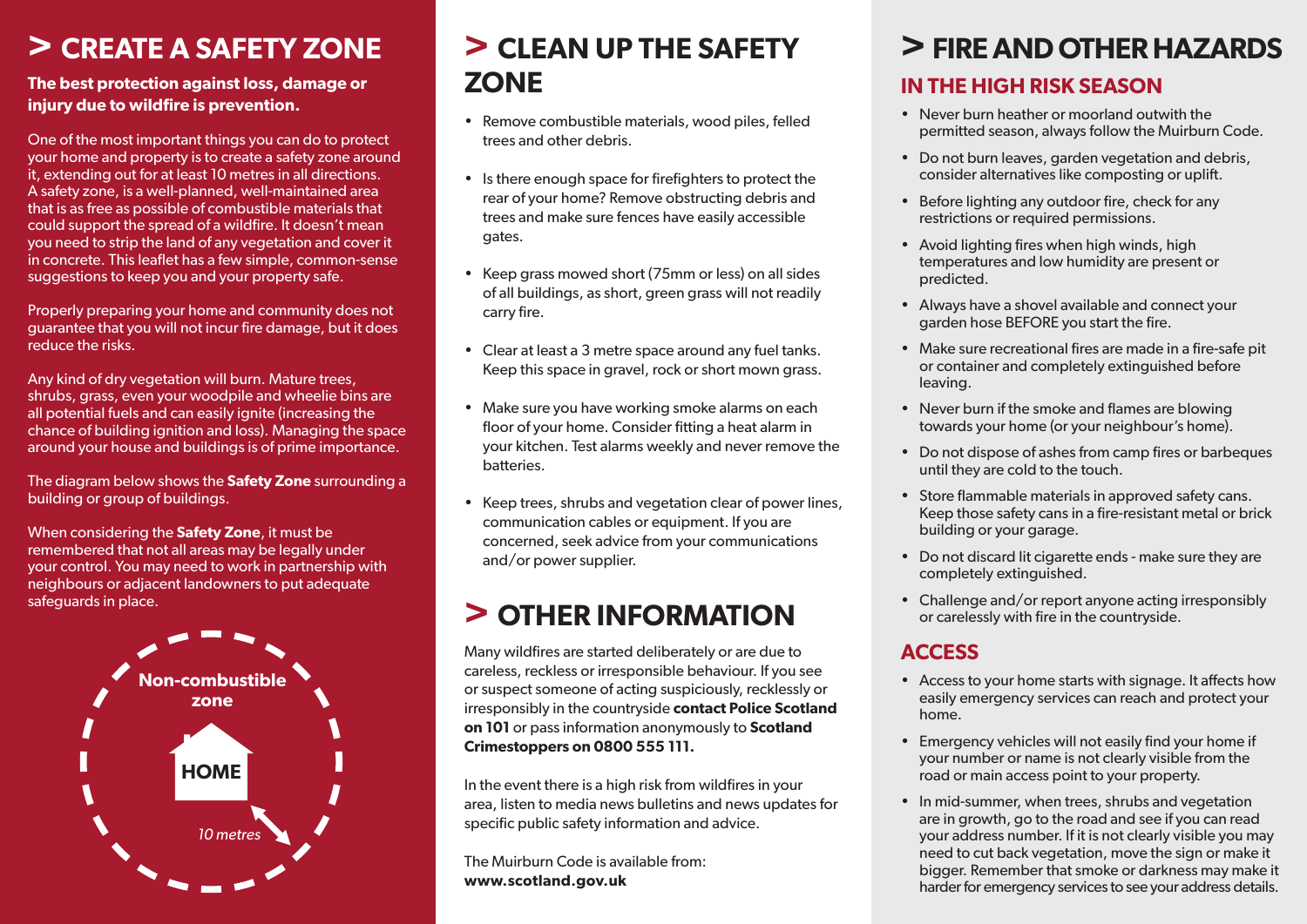## > CREATE A SAFETY ZONE

**The best protection against loss, damage or injury due to wildfire is prevention.**

One of the most important things you can do to protect your home and property is to create a safety zone around it, extending out for at least 10 metres in all directions. A safety zone, is a well-planned, well-maintained area that is as free as possible of combustible materials that could support the spread of a wildfire. It doesn't mean you need to strip the land of any vegetation and cover it in concrete. This leaflet has a few simple, common-sense suggestions to keep you and your property safe.

Properly preparing your home and community does not guarantee that you will not incur fire damage, but it does reduce the risks.

Any kind of dry vegetation will burn. Mature trees, shrubs, grass, even your woodpile and wheelie bins are all potential fuels and can easily ignite (increasing the chance of building ignition and loss). Managing the space around your house and buildings is of prime importance.

The diagram below shows the **Safety Zone** surrounding a building or group of buildings.

When considering the **Safety Zone**, it must be remembered that not all areas may be legally under your control. You may need to work in partnership with neighbours or adjacent landowners to put adequate safeguards in place.

**Non-combustible zone**

**HOME**

*10 metres*

## > CLEAN UP THE SAFETY ZONE

- Remove combustible materials, wood piles, felled trees and other debris.
- Is there enough space for firefighters to protect the rear of your home? Remove obstructing debris and trees and make sure fences have easily accessible gates.
- Keep grass mowed short (75mm or less) on all sides of all buildings, as short, green grass will not readily carry fire.
- Clear at least a 3 metre space around any fuel tanks. Keep this space in gravel, rock or short mown grass.
- Make sure you have working smoke alarms on each floor of your home. Consider fitting a heat alarm in your kitchen. Test alarms weekly and never remove the batteries.
- Keep trees, shrubs and vegetation clear of power lines, communication cables or equipment. If you are concerned, seek advice from your communications and/or power supplier.

## > OTHER INFORMATION

Many wildfires are started deliberately or are due to careless, reckless or irresponsible behaviour. If you see or suspect someone of acting suspiciously, recklessly or irresponsibly in the countryside **contact Police Scotland on 101** or pass information anonymously to **Scotland Crimestoppers on 0800 555 111.**

In the event there is a high risk from wildfires in your area, listen to media news bulletins and news updates for specific public safety information and advice.

The Muirburn Code is available from:
**www.scotland.gov.uk**

## > FIRE AND OTHER HAZARDS

### IN THE HIGH RISK SEASON

- Never burn heather or moorland outwith the permitted season, always follow the Muirburn Code.
- Do not burn leaves, garden vegetation and debris, consider alternatives like composting or uplift.
- Before lighting any outdoor fire, check for any restrictions or required permissions.
- Avoid lighting fires when high winds, high temperatures and low humidity are present or predicted.
- Always have a shovel available and connect your garden hose BEFORE you start the fire.
- Make sure recreational fires are made in a fire-safe pit or container and completely extinguished before leaving.
- Never burn if the smoke and flames are blowing towards your home (or your neighbour's home).
- Do not dispose of ashes from camp fires or barbeques until they are cold to the touch.
- Store flammable materials in approved safety cans. Keep those safety cans in a fire-resistant metal or brick building or your garage.
- Do not discard lit cigarette ends - make sure they are completely extinguished.
- Challenge and/or report anyone acting irresponsibly or carelessly with fire in the countryside.

### ACCESS

- Access to your home starts with signage. It affects how easily emergency services can reach and protect your home.
- Emergency vehicles will not easily find your home if your number or name is not clearly visible from the road or main access point to your property.
- In mid-summer, when trees, shrubs and vegetation are in growth, go to the road and see if you can read your address number. If it is not clearly visible you may need to cut back vegetation, move the sign or make it bigger. Remember that smoke or darkness may make it harder for emergency services to see your address details.